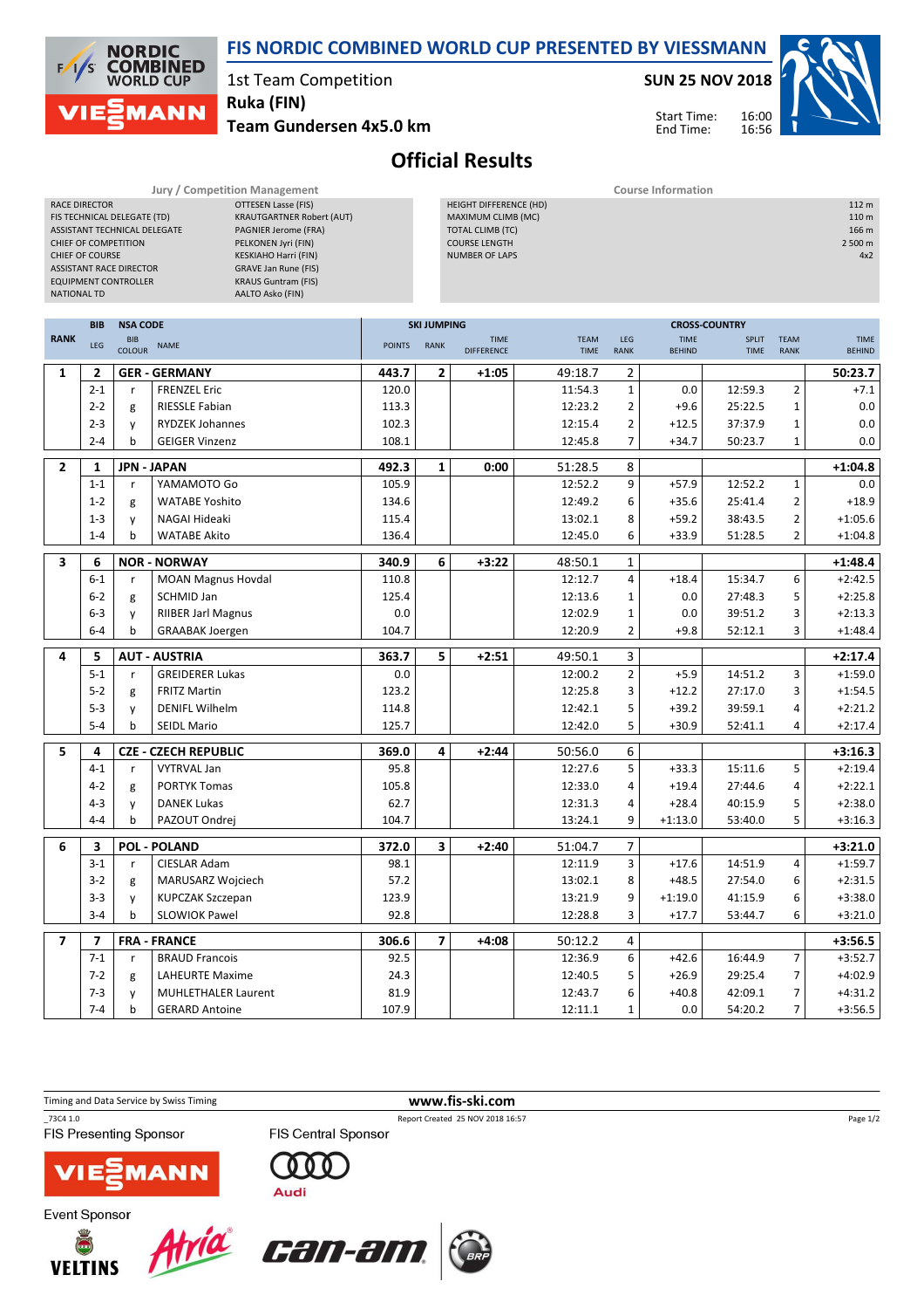# FIS NORDIC COMBINED WORLD CUP PRESENTED BY VIESSMANN

1st Team Competition

**Ruka (FIN)**

**Team Gundersen 4x5.0 km**

**SUN 25 NOV 2018**

Start Time: 16:00
End Time: 16:56

## Official Results

| Jury / Competition Management | |
|---|---|
| RACE DIRECTOR | OTTESEN Lasse (FIS) |
| FIS TECHNICAL DELEGATE (TD) | KRAUTGARTNER Robert (AUT) |
| ASSISTANT TECHNICAL DELEGATE | PAGNIER Jerome (FRA) |
| CHIEF OF COMPETITION | PELKONEN Jyri (FIN) |
| CHIEF OF COURSE | KESKIAHO Harri (FIN) |
| ASSISTANT RACE DIRECTOR | GRAVE Jan Rune (FIS) |
| EQUIPMENT CONTROLLER | KRAUS Guntram (FIS) |
| NATIONAL TD | AALTO Asko (FIN) |

| Course Information | |
|---|---|
| HEIGHT DIFFERENCE (HD) | 112 m |
| MAXIMUM CLIMB (MC) | 110 m |
| TOTAL CLIMB (TC) | 166 m |
| COURSE LENGTH | 2 500 m |
| NUMBER OF LAPS | 4x2 |

| RANK | BIB / LEG | NSA CODE / BIB COLOUR | NAME | SKI JUMPING POINTS | SKI JUMPING RANK | SKI JUMPING TIME DIFFERENCE | CROSS-COUNTRY TEAM TIME | LEG RANK | TIME BEHIND | SPLIT TIME | TEAM RANK | TIME BEHIND |
|---|---|---|---|---|---|---|---|---|---|---|---|---|
| **1** | **2** | | **GER - GERMANY** | **443.7** | **2** | **+1:05** | 49:18.7 | 2 | | | | **50:23.7** |
| | 2-1 | r | FRENZEL Eric | 120.0 | | | 11:54.3 | 1 | 0.0 | 12:59.3 | 2 | +7.1 |
| | 2-2 | g | RIESSLE Fabian | 113.3 | | | 12:23.2 | 2 | +9.6 | 25:22.5 | 1 | 0.0 |
| | 2-3 | y | RYDZEK Johannes | 102.3 | | | 12:15.4 | 2 | +12.5 | 37:37.9 | 1 | 0.0 |
| | 2-4 | b | GEIGER Vinzenz | 108.1 | | | 12:45.8 | 7 | +34.7 | 50:23.7 | 1 | 0.0 |
| **2** | **1** | | **JPN - JAPAN** | **492.3** | **1** | **0:00** | 51:28.5 | 8 | | | | **+1:04.8** |
| | 1-1 | r | YAMAMOTO Go | 105.9 | | | 12:52.2 | 9 | +57.9 | 12:52.2 | 1 | 0.0 |
| | 1-2 | g | WATABE Yoshito | 134.6 | | | 12:49.2 | 6 | +35.6 | 25:41.4 | 2 | +18.9 |
| | 1-3 | y | NAGAI Hideaki | 115.4 | | | 13:02.1 | 8 | +59.2 | 38:43.5 | 2 | +1:05.6 |
| | 1-4 | b | WATABE Akito | 136.4 | | | 12:45.0 | 6 | +33.9 | 51:28.5 | 2 | +1:04.8 |
| **3** | **6** | | **NOR - NORWAY** | **340.9** | **6** | **+3:22** | 48:50.1 | 1 | | | | **+1:48.4** |
| | 6-1 | r | MOAN Magnus Hovdal | 110.8 | | | 12:12.7 | 4 | +18.4 | 15:34.7 | 6 | +2:42.5 |
| | 6-2 | g | SCHMID Jan | 125.4 | | | 12:13.6 | 1 | 0.0 | 27:48.3 | 5 | +2:25.8 |
| | 6-3 | y | RIIBER Jarl Magnus | 0.0 | | | 12:02.9 | 1 | 0.0 | 39:51.2 | 3 | +2:13.3 |
| | 6-4 | b | GRAABAK Joergen | 104.7 | | | 12:20.9 | 2 | +9.8 | 52:12.1 | 3 | +1:48.4 |
| **4** | **5** | | **AUT - AUSTRIA** | **363.7** | **5** | **+2:51** | 49:50.1 | 3 | | | | **+2:17.4** |
| | 5-1 | r | GREIDERER Lukas | 0.0 | | | 12:00.2 | 2 | +5.9 | 14:51.2 | 3 | +1:59.0 |
| | 5-2 | g | FRITZ Martin | 123.2 | | | 12:25.8 | 3 | +12.2 | 27:17.0 | 3 | +1:54.5 |
| | 5-3 | y | DENIFL Wilhelm | 114.8 | | | 12:42.1 | 5 | +39.2 | 39:59.1 | 4 | +2:21.2 |
| | 5-4 | b | SEIDL Mario | 125.7 | | | 12:42.0 | 5 | +30.9 | 52:41.1 | 4 | +2:17.4 |
| **5** | **4** | | **CZE - CZECH REPUBLIC** | **369.0** | **4** | **+2:44** | 50:56.0 | 6 | | | | **+3:16.3** |
| | 4-1 | r | VYTRVAL Jan | 95.8 | | | 12:27.6 | 5 | +33.3 | 15:11.6 | 5 | +2:19.4 |
| | 4-2 | g | PORTYK Tomas | 105.8 | | | 12:33.0 | 4 | +19.4 | 27:44.6 | 4 | +2:22.1 |
| | 4-3 | y | DANEK Lukas | 62.7 | | | 12:31.3 | 4 | +28.4 | 40:15.9 | 5 | +2:38.0 |
| | 4-4 | b | PAZOUT Ondrej | 104.7 | | | 13:24.1 | 9 | +1:13.0 | 53:40.0 | 5 | +3:16.3 |
| **6** | **3** | | **POL - POLAND** | **372.0** | **3** | **+2:40** | 51:04.7 | 7 | | | | **+3:21.0** |
| | 3-1 | r | CIESLAR Adam | 98.1 | | | 12:11.9 | 3 | +17.6 | 14:51.9 | 4 | +1:59.7 |
| | 3-2 | g | MARUSARZ Wojciech | 57.2 | | | 13:02.1 | 8 | +48.5 | 27:54.0 | 6 | +2:31.5 |
| | 3-3 | y | KUPCZAK Szczepan | 123.9 | | | 13:21.9 | 9 | +1:19.0 | 41:15.9 | 6 | +3:38.0 |
| | 3-4 | b | SLOWIOK Pawel | 92.8 | | | 12:28.8 | 3 | +17.7 | 53:44.7 | 6 | +3:21.0 |
| **7** | **7** | | **FRA - FRANCE** | **306.6** | **7** | **+4:08** | 50:12.2 | 4 | | | | **+3:56.5** |
| | 7-1 | r | BRAUD Francois | 92.5 | | | 12:36.9 | 6 | +42.6 | 16:44.9 | 7 | +3:52.7 |
| | 7-2 | g | LAHEURTE Maxime | 24.3 | | | 12:40.5 | 5 | +26.9 | 29:25.4 | 7 | +4:02.9 |
| | 7-3 | y | MUHLETHALER Laurent | 81.9 | | | 12:43.7 | 6 | +40.8 | 42:09.1 | 7 | +4:31.2 |
| | 7-4 | b | GERARD Antoine | 107.9 | | | 12:11.1 | 1 | 0.0 | 54:20.2 | 7 | +3:56.5 |

Timing and Data Service by Swiss Timing

www.fis-ski.com

_73C4 1.0

Report Created 25 NOV 2018 16:57

FIS Presenting Sponsor

FIS Central Sponsor

Event Sponsor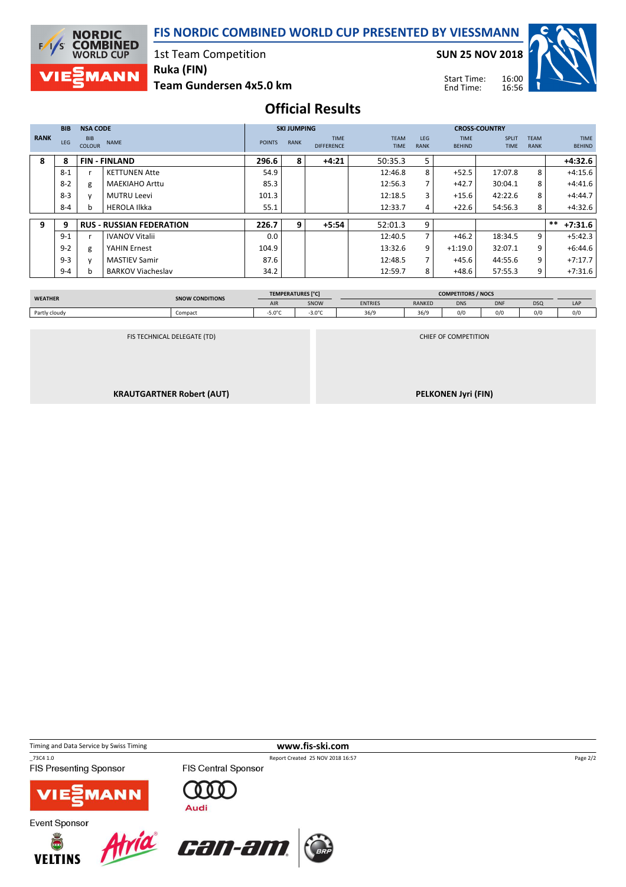# FIS NORDIC COMBINED WORLD CUP PRESENTED BY VIESSMANN

1st Team Competition
**Ruka (FIN)**
**Team Gundersen 4x5.0 km**

**SUN 25 NOV 2018**

Start Time: 16:00
End Time: 16:56

## Official Results

| RANK | BIB / LEG | BIB COLOUR | NSA CODE / NAME | SKI JUMPING POINTS | SKI JUMPING RANK | TIME DIFFERENCE | TEAM TIME | LEG RANK | TIME BEHIND | SPLIT TIME | TEAM RANK | | TIME BEHIND |
|---|---|---|---|---|---|---|---|---|---|---|---|---|---|
| **8** | **8** | | **FIN - FINLAND** | **296.6** | **8** | **+4:21** | 50:35.3 | 5 | | | | | **+4:32.6** |
| | 8-1 | r | KETTUNEN Atte | 54.9 | | | 12:46.8 | 8 | +52.5 | 17:07.8 | 8 | | +4:15.6 |
| | 8-2 | g | MAEKIAHO Arttu | 85.3 | | | 12:56.3 | 7 | +42.7 | 30:04.1 | 8 | | +4:41.6 |
| | 8-3 | y | MUTRU Leevi | 101.3 | | | 12:18.5 | 3 | +15.6 | 42:22.6 | 8 | | +4:44.7 |
| | 8-4 | b | HEROLA Ilkka | 55.1 | | | 12:33.7 | 4 | +22.6 | 54:56.3 | 8 | | +4:32.6 |
| **9** | **9** | | **RUS - RUSSIAN FEDERATION** | **226.7** | **9** | **+5:54** | 52:01.3 | 9 | | | | ** | **+7:31.6** |
| | 9-1 | r | IVANOV Vitalii | 0.0 | | | 12:40.5 | 7 | +46.2 | 18:34.5 | 9 | | +5:42.3 |
| | 9-2 | g | YAHIN Ernest | 104.9 | | | 13:32.6 | 9 | +1:19.0 | 32:07.1 | 9 | | +6:44.6 |
| | 9-3 | y | MASTIEV Samir | 87.6 | | | 12:48.5 | 7 | +45.6 | 44:55.6 | 9 | | +7:17.7 |
| | 9-4 | b | BARKOV Viacheslav | 34.2 | | | 12:59.7 | 8 | +48.6 | 57:55.3 | 9 | | +7:31.6 |

| WEATHER | SNOW CONDITIONS | TEMPERATURES [°C] AIR | TEMPERATURES [°C] SNOW | ENTRIES | RANKED | DNS | DNF | DSQ | LAP |
|---|---|---|---|---|---|---|---|---|---|
| Partly cloudy | Compact | -5.0°C | -3.0°C | 36/9 | 36/9 | 0/0 | 0/0 | 0/0 | 0/0 |

FIS TECHNICAL DELEGATE (TD)

**KRAUTGARTNER Robert (AUT)**

CHIEF OF COMPETITION

**PELKONEN Jyri (FIN)**

Timing and Data Service by Swiss Timing

www.fis-ski.com

_73C4 1.0

Report Created 25 NOV 2018 16:57

FIS Presenting Sponsor

FIS Central Sponsor

Event Sponsor